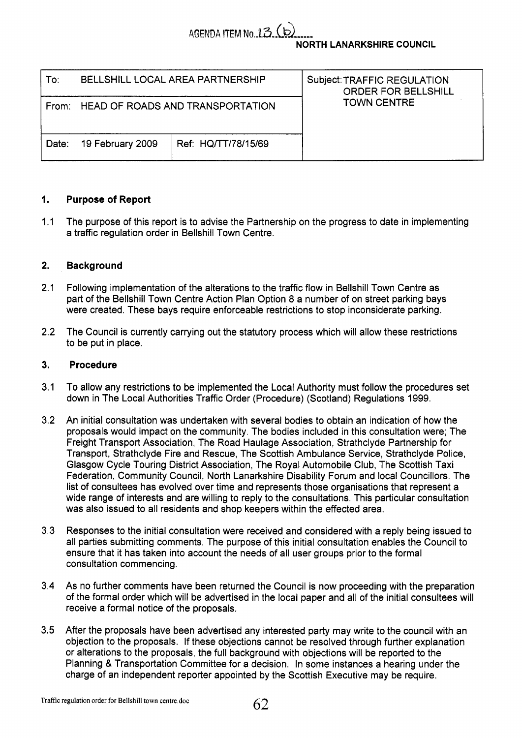AGENDA ITEM No. 13 (b)

**NORTH LANARKSHIRE COUNCIL**

| To: BELLSHILL LOCAL AREA PARTNERSHIP | | Subject: TRAFFIC REGULATION ORDER FOR BELLSHILL TOWN CENTRE |
|---|---|---|
| From: HEAD OF ROADS AND TRANSPORTATION | | |
| Date: 19 February 2009 | Ref: HQ/TT/78/15/69 | |

## 1. Purpose of Report

1.1 The purpose of this report is to advise the Partnership on the progress to date in implementing a traffic regulation order in Bellshill Town Centre.

## 2. Background

2.1 Following implementation of the alterations to the traffic flow in Bellshill Town Centre as part of the Bellshill Town Centre Action Plan Option 8 a number of on street parking bays were created. These bays require enforceable restrictions to stop inconsiderate parking.

2.2 The Council is currently carrying out the statutory process which will allow these restrictions to be put in place.

## 3. Procedure

3.1 To allow any restrictions to be implemented the Local Authority must follow the procedures set down in The Local Authorities Traffic Order (Procedure) (Scotland) Regulations 1999.

3.2 An initial consultation was undertaken with several bodies to obtain an indication of how the proposals would impact on the community. The bodies included in this consultation were; The Freight Transport Association, The Road Haulage Association, Strathclyde Partnership for Transport, Strathclyde Fire and Rescue, The Scottish Ambulance Service, Strathclyde Police, Glasgow Cycle Touring District Association, The Royal Automobile Club, The Scottish Taxi Federation, Community Council, North Lanarkshire Disability Forum and local Councillors. The list of consultees has evolved over time and represents those organisations that represent a wide range of interests and are willing to reply to the consultations. This particular consultation was also issued to all residents and shop keepers within the effected area.

3.3 Responses to the initial consultation were received and considered with a reply being issued to all parties submitting comments. The purpose of this initial consultation enables the Council to ensure that it has taken into account the needs of all user groups prior to the formal consultation commencing.

3.4 As no further comments have been returned the Council is now proceeding with the preparation of the formal order which will be advertised in the local paper and all of the initial consultees will receive a formal notice of the proposals.

3.5 After the proposals have been advertised any interested party may write to the council with an objection to the proposals. If these objections cannot be resolved through further explanation or alterations to the proposals, the full background with objections will be reported to the Planning & Transportation Committee for a decision. In some instances a hearing under the charge of an independent reporter appointed by the Scottish Executive may be require.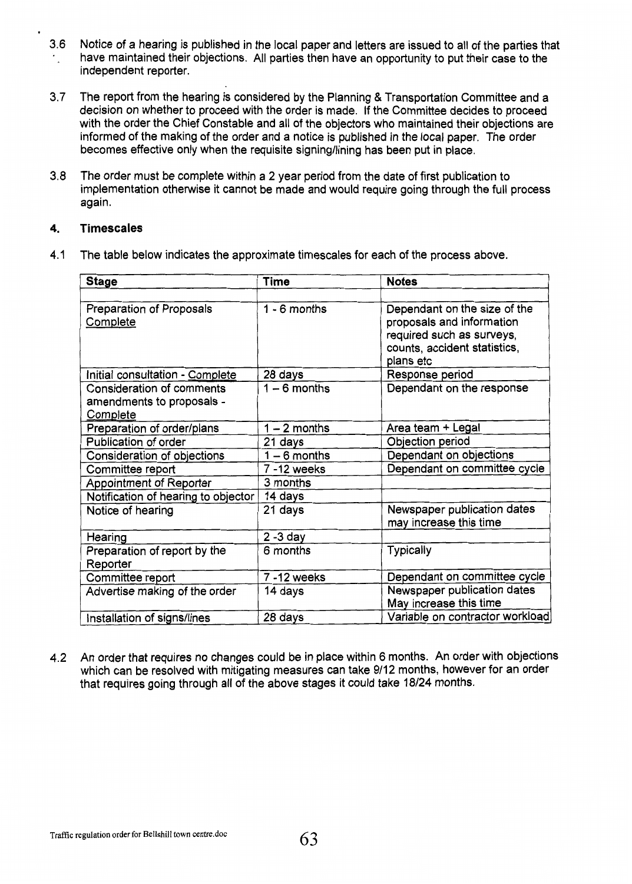3.6 Notice of a hearing is published in the local paper and letters are issued to all of the parties that have maintained their objections. All parties then have an opportunity to put their case to the independent reporter.

3.7 The report from the hearing is considered by the Planning & Transportation Committee and a decision on whether to proceed with the order is made. If the Committee decides to proceed with the order the Chief Constable and all of the objectors who maintained their objections are informed of the making of the order and a notice is published in the local paper. The order becomes effective only when the requisite signing/lining has been put in place.

3.8 The order must be complete within a 2 year period from the date of first publication to implementation otherwise it cannot be made and would require going through the full process again.

## 4. Timescales

4.1 The table below indicates the approximate timescales for each of the process above.

| Stage | Time | Notes |
|---|---|---|
| Preparation of Proposals Complete | 1 - 6 months | Dependant on the size of the proposals and information required such as surveys, counts, accident statistics, plans etc |
| Initial consultation - Complete | 28 days | Response period |
| Consideration of comments amendments to proposals - Complete | 1 – 6 months | Dependant on the response |
| Preparation of order/plans | 1 – 2 months | Area team + Legal |
| Publication of order | 21 days | Objection period |
| Consideration of objections | 1 – 6 months | Dependant on objections |
| Committee report | 7 -12 weeks | Dependant on committee cycle |
| Appointment of Reporter | 3 months | |
| Notification of hearing to objector | 14 days | |
| Notice of hearing | 21 days | Newspaper publication dates may increase this time |
| Hearing | 2 -3 day | |
| Preparation of report by the Reporter | 6 months | Typically |
| Committee report | 7 -12 weeks | Dependant on committee cycle |
| Advertise making of the order | 14 days | Newspaper publication dates May increase this time |
| Installation of signs/lines | 28 days | Variable on contractor workload |

4.2 An order that requires no changes could be in place within 6 months. An order with objections which can be resolved with mitigating measures can take 9/12 months, however for an order that requires going through all of the above stages it could take 18/24 months.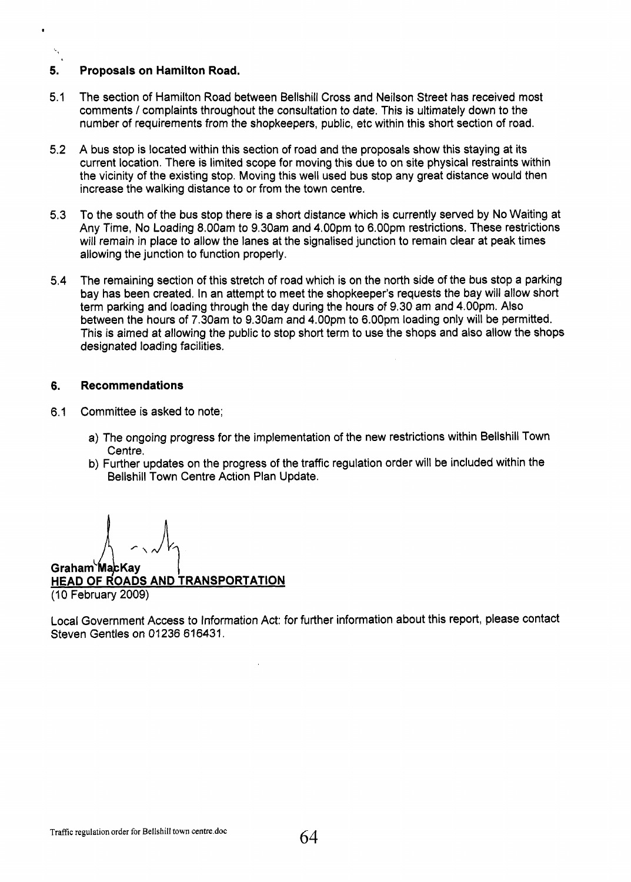## 5. Proposals on Hamilton Road.

5.1 The section of Hamilton Road between Bellshill Cross and Neilson Street has received most comments / complaints throughout the consultation to date. This is ultimately down to the number of requirements from the shopkeepers, public, etc within this short section of road.

5.2 A bus stop is located within this section of road and the proposals show this staying at its current location. There is limited scope for moving this due to on site physical restraints within the vicinity of the existing stop. Moving this well used bus stop any great distance would then increase the walking distance to or from the town centre.

5.3 To the south of the bus stop there is a short distance which is currently served by No Waiting at Any Time, No Loading 8.00am to 9.30am and 4.00pm to 6.00pm restrictions. These restrictions will remain in place to allow the lanes at the signalised junction to remain clear at peak times allowing the junction to function properly.

5.4 The remaining section of this stretch of road which is on the north side of the bus stop a parking bay has been created. In an attempt to meet the shopkeeper's requests the bay will allow short term parking and loading through the day during the hours of 9.30 am and 4.00pm. Also between the hours of 7.30am to 9.30am and 4.00pm to 6.00pm loading only will be permitted. This is aimed at allowing the public to stop short term to use the shops and also allow the shops designated loading facilities.

## 6. Recommendations

6.1 Committee is asked to note;

a) The ongoing progress for the implementation of the new restrictions within Bellshill Town Centre.

b) Further updates on the progress of the traffic regulation order will be included within the Bellshill Town Centre Action Plan Update.

**Graham MacKay**
**HEAD OF ROADS AND TRANSPORTATION**
(10 February 2009)

Local Government Access to Information Act: for further information about this report, please contact Steven Gentles on 01236 616431.